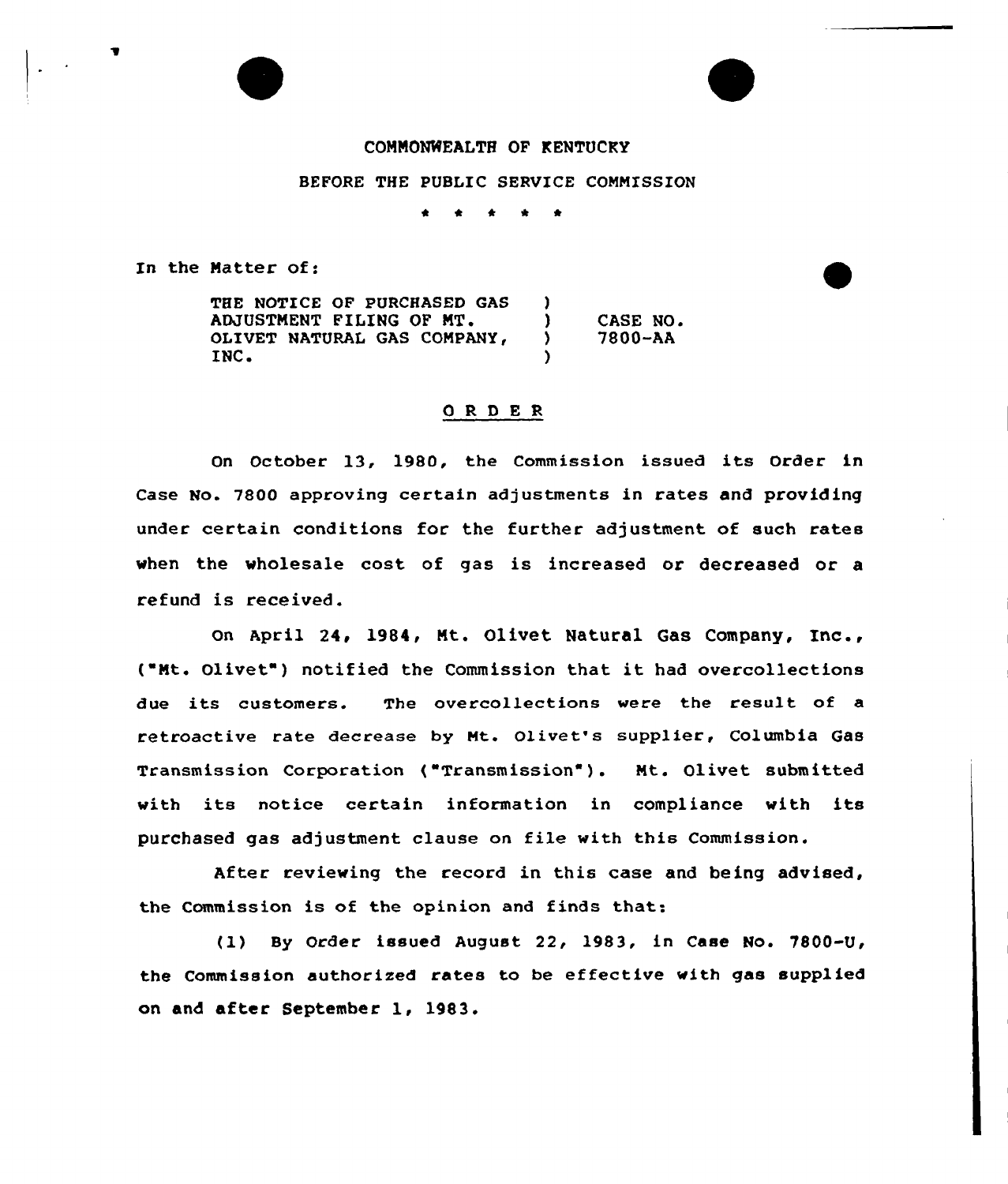COMMONWEALTH OF KENTUCKY

BEFORE THE PUBLIC SERVICE COMMISSION

\* \* \* \* \*

In the Matter of:

| | | |
|---|---|---|
| THE NOTICE OF PURCHASED GAS ADJUSTMENT FILING OF MT. OLIVET NATURAL GAS COMPANY, INC. | ) | CASE NO. 7800-AA |

## O R D E R

On October 13, 1980, the Commission issued its Order in Case No. 7800 approving certain adjustments in rates and providing under certain conditions for the further adjustment of such rates when the wholesale cost of gas is increased or decreased or a refund is received.

On April 24, 1984, Mt. Olivet Natural Gas Company, Inc., ("Mt. Olivet") notified the Commission that it had overcollections due its customers. The overcollections were the result of a retroactive rate decrease by Mt. Olivet's supplier, Columbia Gas Transmission Corporation ("Transmission"). Mt. Olivet submitted with its notice certain information in compliance with its purchased gas adjustment clause on file with this Commission.

After reviewing the record in this case and being advised, the Commission is of the opinion and finds that:

(1) By Order issued August 22, 1983, in Case No. 7800-U, the Commission authorized rates to be effective with gas supplied on and after September 1, 1983.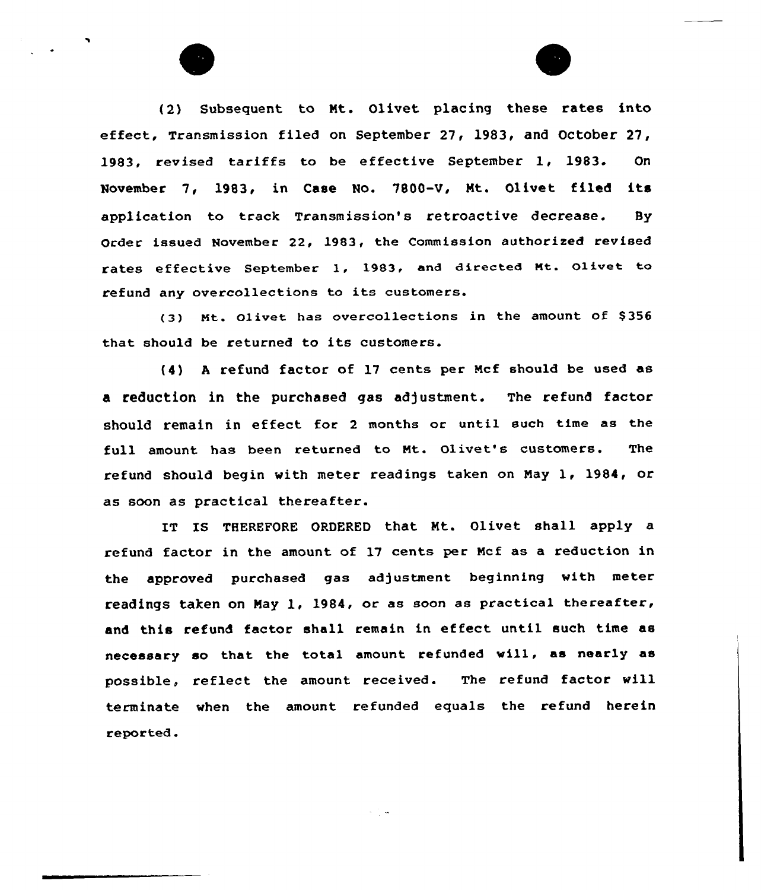(2) Subsequent to Mt. Olivet placing these rates into effect, Transmission filed on September 27, 1983, and October 27, 1983, revised tariffs to be effective September 1, 1983. On November 7, 1983, in Case No. 7800-V, Mt. Olivet filed its application to track Transmission's retroactive decrease. By Order issued November 22, 1983, the Commission authorized revised rates effective September 1, 1983, and directed Mt. Olivet to refund any overcollections to its customers.

(3) Mt. Olivet has overcollections in the amount of $356 that should be returned to its customers.

(4) A refund factor of 17 cents per Mcf should be used as a reduction in the purchased gas adjustment. The refund factor should remain in effect for 2 months or until such time as the full amount has been returned to Mt. Olivet's customers. The refund should begin with meter readings taken on May 1, 1984, or as soon as practical thereafter.

IT IS THEREFORE ORDERED that Mt. Olivet shall apply a refund factor in the amount of 17 cents per Mcf as a reduction in the approved purchased gas adjustment beginning with meter readings taken on May 1, 1984, or as soon as practical thereafter, and this refund factor shall remain in effect until such time as necessary so that the total amount refunded will, as nearly as possible, reflect the amount received. The refund factor will terminate when the amount refunded equals the refund herein reported.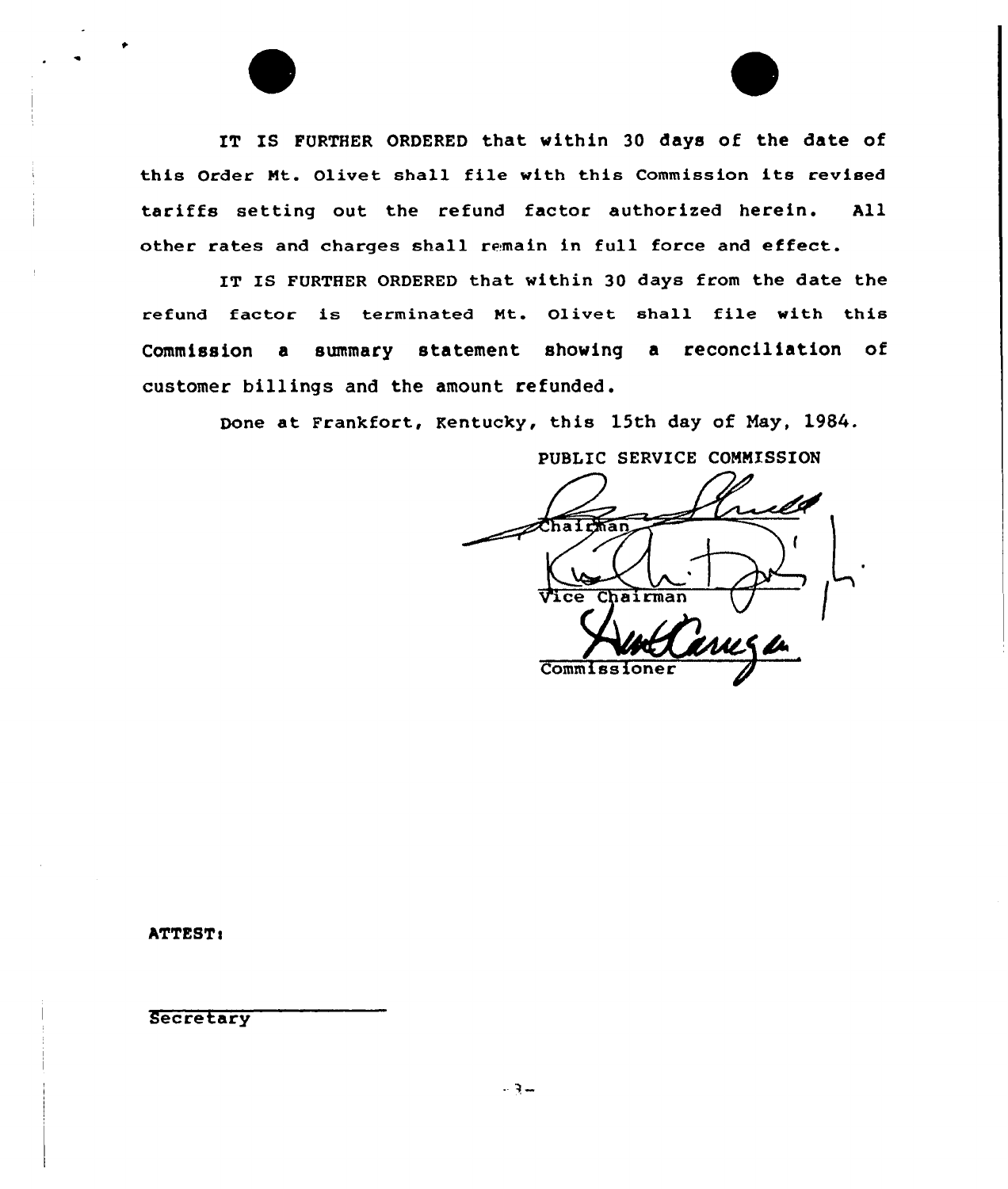IT IS FURTHER ORDERED that within 30 days of the date of this Order Mt. Olivet shall file with this Commission its revised tariffs setting out the refund factor authorized herein. All other rates and charges shall remain in full force and effect.

IT IS FURTHER ORDERED that within 30 days from the date the refund factor is terminated Mt. Olivet shall file with this Commission a summary statement showing a reconciliation of customer billings and the amount refunded.

Done at Frankfort, Kentucky, this 15th day of May, 1984.

PUBLIC SERVICE COMMISSION

Chairman

Vice Chairman

Commissioner

ATTEST:

Secretary